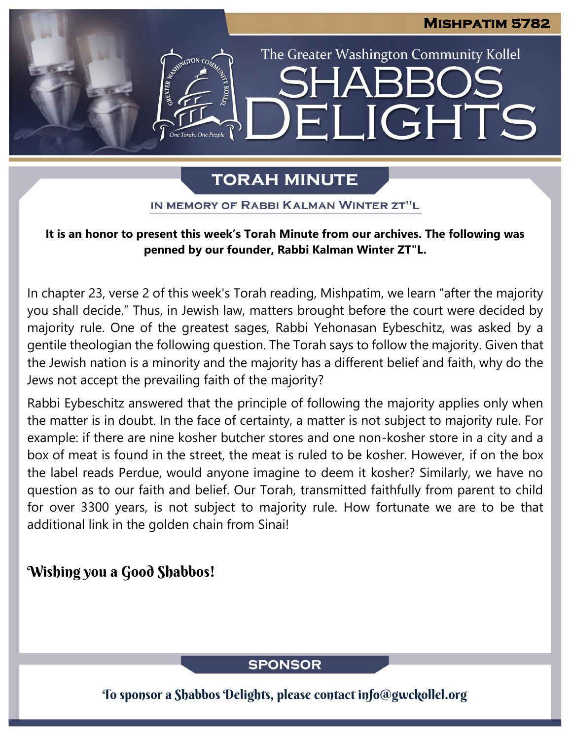**Mishpatim 5782**

The Greater Washington Community Kollel

# SHABBOS DELIGHTS

## TORAH MINUTE

### IN MEMORY OF RABBI KALMAN WINTER ZT"L

**It is an honor to present this week's Torah Minute from our archives. The following was penned by our founder, Rabbi Kalman Winter ZT"L.**

In chapter 23, verse 2 of this week's Torah reading, Mishpatim, we learn "after the majority you shall decide." Thus, in Jewish law, matters brought before the court were decided by majority rule. One of the greatest sages, Rabbi Yehonasan Eybeschitz, was asked by a gentile theologian the following question. The Torah says to follow the majority. Given that the Jewish nation is a minority and the majority has a different belief and faith, why do the Jews not accept the prevailing faith of the majority?

Rabbi Eybeschitz answered that the principle of following the majority applies only when the matter is in doubt. In the face of certainty, a matter is not subject to majority rule. For example: if there are nine kosher butcher stores and one non-kosher store in a city and a box of meat is found in the street, the meat is ruled to be kosher. However, if on the box the label reads Perdue, would anyone imagine to deem it kosher? Similarly, we have no question as to our faith and belief. Our Torah, transmitted faithfully from parent to child for over 3300 years, is not subject to majority rule. How fortunate we are to be that additional link in the golden chain from Sinai!

*Wishing you a Good Shabbos!*

## SPONSOR

To sponsor a Shabbos Delights, please contact info@gwckollel.org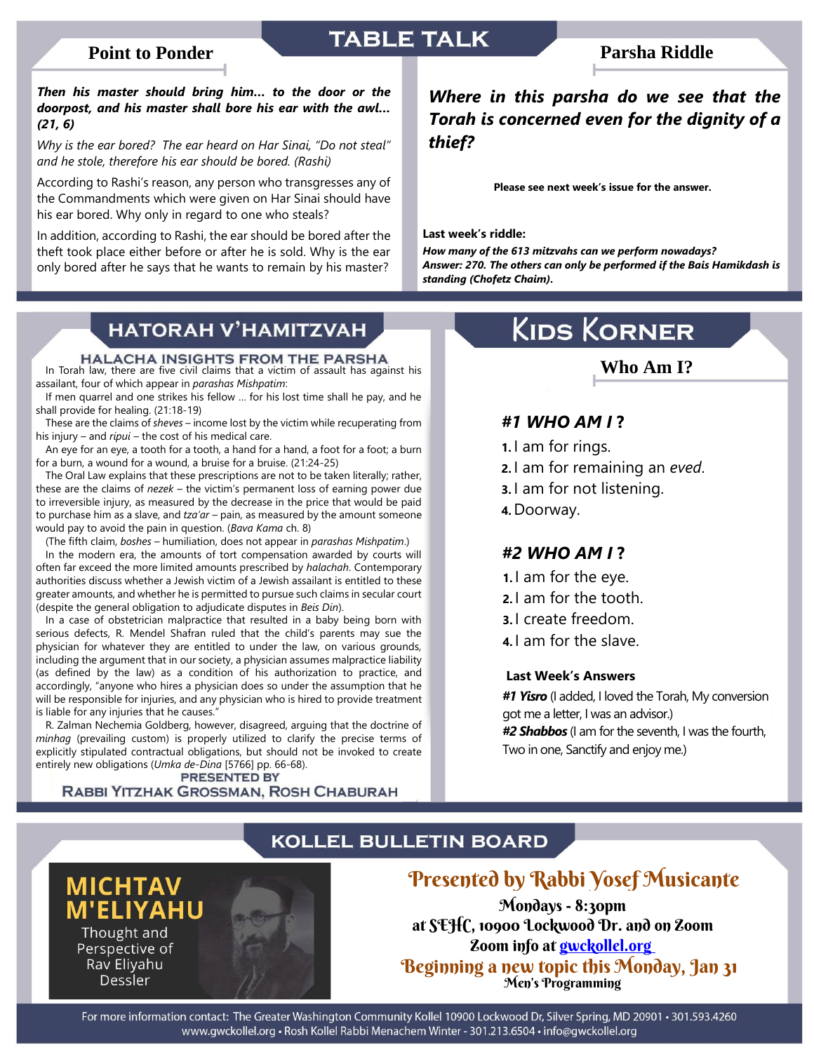# TABLE TALK

## Point to Ponder

***Then his master should bring him... to the door or the doorpost, and his master shall bore his ear with the awl... (21, 6)***

*Why is the ear bored? The ear heard on Har Sinai, "Do not steal" and he stole, therefore his ear should be bored. (Rashi)*

According to Rashi's reason, any person who transgresses any of the Commandments which were given on Har Sinai should have his ear bored. Why only in regard to one who steals?

In addition, according to Rashi, the ear should be bored after the theft took place either before or after he is sold. Why is the ear only bored after he says that he wants to remain by his master?

## Parsha Riddle

***Where in this parsha do we see that the Torah is concerned even for the dignity of a thief?***

**Please see next week's issue for the answer.**

**Last week's riddle:**

***How many of the 613 mitzvahs can we perform nowadays?***

***Answer: 270. The others can only be performed if the Bais Hamikdash is standing (Chofetz Chaim).***

# HATORAH V'HAMITZVAH

## HALACHA INSIGHTS FROM THE PARSHA

In Torah law, there are five civil claims that a victim of assault has against his assailant, four of which appear in *parashas Mishpatim*:

If men quarrel and one strikes his fellow … for his lost time shall he pay, and he shall provide for healing. (21:18-19)

These are the claims of *sheves* – income lost by the victim while recuperating from his injury – and *ripui* – the cost of his medical care.

An eye for an eye, a tooth for a tooth, a hand for a hand, a foot for a foot; a burn for a burn, a wound for a wound, a bruise for a bruise. (21:24-25)

The Oral Law explains that these prescriptions are not to be taken literally; rather, these are the claims of *nezek* – the victim's permanent loss of earning power due to irreversible injury, as measured by the decrease in the price that would be paid to purchase him as a slave, and *tza'ar* – pain, as measured by the amount someone would pay to avoid the pain in question. (*Bava Kama* ch. 8)

(The fifth claim, *boshes* – humiliation, does not appear in *parashas Mishpatim*.)

In the modern era, the amounts of tort compensation awarded by courts will often far exceed the more limited amounts prescribed by *halachah*. Contemporary authorities discuss whether a Jewish victim of a Jewish assailant is entitled to these greater amounts, and whether he is permitted to pursue such claims in secular court (despite the general obligation to adjudicate disputes in *Beis Din*).

In a case of obstetrician malpractice that resulted in a baby being born with serious defects, R. Mendel Shafran ruled that the child's parents may sue the physician for whatever they are entitled to under the law, on various grounds, including the argument that in our society, a physician assumes malpractice liability (as defined by the law) as a condition of his authorization to practice, and accordingly, "anyone who hires a physician does so under the assumption that he will be responsible for injuries, and any physician who is hired to provide treatment is liable for any injuries that he causes."

R. Zalman Nechemia Goldberg, however, disagreed, arguing that the doctrine of *minhag* (prevailing custom) is properly utilized to clarify the precise terms of explicitly stipulated contractual obligations, but should not be invoked to create entirely new obligations (*Umka de-Dina* [5766] pp. 66-68).

PRESENTED BY
RABBI YITZHAK GROSSMAN, ROSH CHABURAH

# KIDS KORNER

## Who Am I?

### *#1 WHO AM I ?*

1. I am for rings.
2. I am for remaining an *eved*.
3. I am for not listening.
4. Doorway.

### *#2 WHO AM I ?*

1. I am for the eye.
2. I am for the tooth.
3. I create freedom.
4. I am for the slave.

**Last Week's Answers**

***#1 Yisro*** (I added, I loved the Torah, My conversion got me a letter, I was an advisor.)

***#2 Shabbos*** (I am for the seventh, I was the fourth, Two in one, Sanctify and enjoy me.)

# KOLLEL BULLETIN BOARD

**MICHTAV M'ELIYAHU**
Thought and Perspective of Rav Eliyahu Dessler

**Presented by Rabbi Yosef Musicante**
**Mondays - 8:30pm**
**at SEHC, 10900 Lockwood Dr. and on Zoom**
**Zoom info at gwckollel.org**
**Beginning a new topic this Monday, Jan 31**
Men's Programming

For more information contact: The Greater Washington Community Kollel 10900 Lockwood Dr, Silver Spring, MD 20901 • 301.593.4260
www.gwckollel.org • Rosh Kollel Rabbi Menachem Winter - 301.213.6504 • info@gwckollel.org